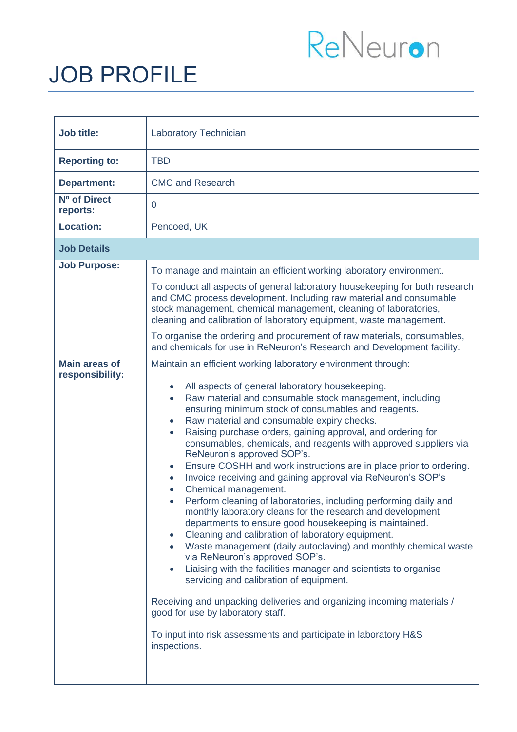ReNeuron

# JOB PROFILE

| | |
|---|---|
| **Job title:** | Laboratory Technician |
| **Reporting to:** | TBD |
| **Department:** | CMC and Research |
| **Nº of Direct reports:** | 0 |
| **Location:** | Pencoed, UK |
| **Job Details** | |
| **Job Purpose:** | To manage and maintain an efficient working laboratory environment.<br><br>To conduct all aspects of general laboratory housekeeping for both research and CMC process development. Including raw material and consumable stock management, chemical management, cleaning of laboratories, cleaning and calibration of laboratory equipment, waste management.<br><br>To organise the ordering and procurement of raw materials, consumables, and chemicals for use in ReNeuron's Research and Development facility. |
| **Main areas of responsibility:** | Maintain an efficient working laboratory environment through:<br><br>• All aspects of general laboratory housekeeping.<br>• Raw material and consumable stock management, including ensuring minimum stock of consumables and reagents.<br>• Raw material and consumable expiry checks.<br>• Raising purchase orders, gaining approval, and ordering for consumables, chemicals, and reagents with approved suppliers via ReNeuron's approved SOP's.<br>• Ensure COSHH and work instructions are in place prior to ordering.<br>• Invoice receiving and gaining approval via ReNeuron's SOP's<br>• Chemical management.<br>• Perform cleaning of laboratories, including performing daily and monthly laboratory cleans for the research and development departments to ensure good housekeeping is maintained.<br>• Cleaning and calibration of laboratory equipment.<br>• Waste management (daily autoclaving) and monthly chemical waste via ReNeuron's approved SOP's.<br>• Liaising with the facilities manager and scientists to organise servicing and calibration of equipment.<br><br>Receiving and unpacking deliveries and organizing incoming materials / good for use by laboratory staff.<br><br>To input into risk assessments and participate in laboratory H&S inspections. |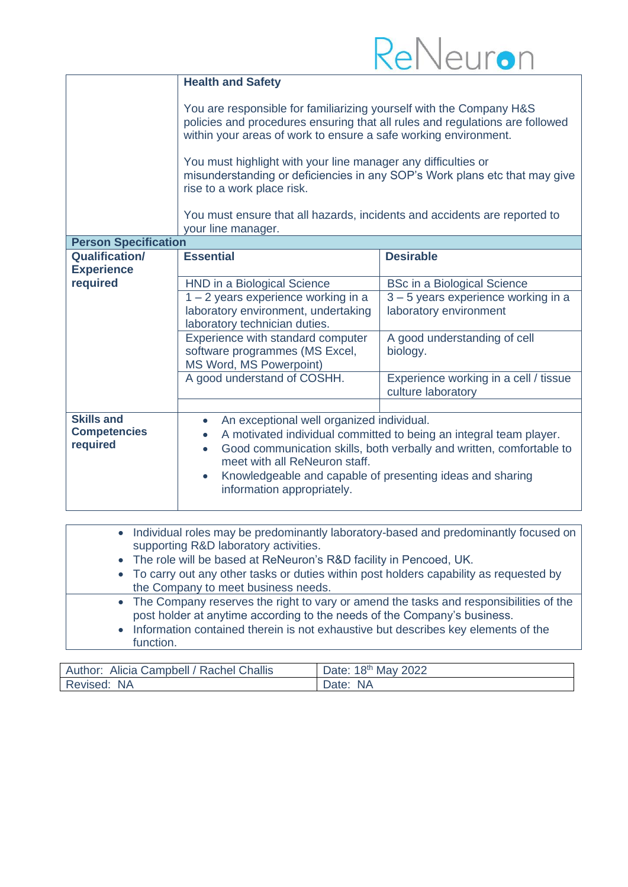| | |
|---|---|
| | **Health and Safety**<br><br>You are responsible for familiarizing yourself with the Company H&S policies and procedures ensuring that all rules and regulations are followed within your areas of work to ensure a safe working environment.<br><br>You must highlight with your line manager any difficulties or misunderstanding or deficiencies in any SOP's Work plans etc that may give rise to a work place risk.<br><br>You must ensure that all hazards, incidents and accidents are reported to your line manager. |

**Person Specification**

| **Qualification/ Experience required** | **Essential** | **Desirable** |
|---|---|---|
| | HND in a Biological Science | BSc in a Biological Science |
| | 1 – 2 years experience working in a laboratory environment, undertaking laboratory technician duties. | 3 – 5 years experience working in a laboratory environment |
| | Experience with standard computer software programmes (MS Excel, MS Word, MS Powerpoint) | A good understanding of cell biology. |
| | A good understand of COSHH. | Experience working in a cell / tissue culture laboratory |
| | | |

| | |
|---|---|
| **Skills and Competencies required** | • An exceptional well organized individual.<br>• A motivated individual committed to being an integral team player.<br>• Good communication skills, both verbally and written, comfortable to meet with all ReNeuron staff.<br>• Knowledgeable and capable of presenting ideas and sharing information appropriately. |

- Individual roles may be predominantly laboratory-based and predominantly focused on supporting R&D laboratory activities.
- The role will be based at ReNeuron's R&D facility in Pencoed, UK.
- To carry out any other tasks or duties within post holders capability as requested by the Company to meet business needs.

- The Company reserves the right to vary or amend the tasks and responsibilities of the post holder at anytime according to the needs of the Company's business.
- Information contained therein is not exhaustive but describes key elements of the function.

| | |
|---|---|
| Author: Alicia Campbell / Rachel Challis | Date: 18th May 2022 |
| Revised: NA | Date: NA |